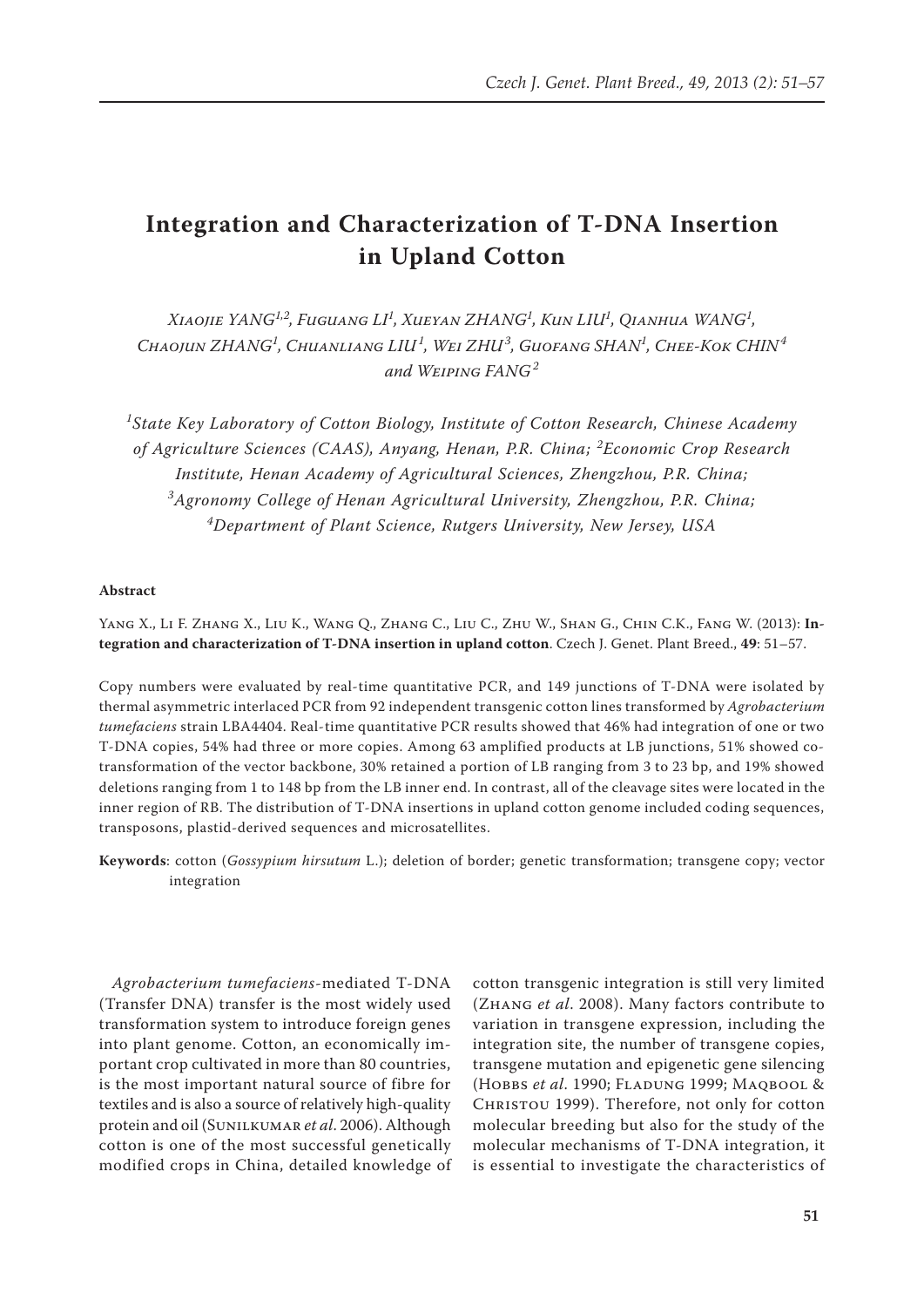# Integration and Characterization of T-DNA Insertion in Upland Cotton

*Xiaojie YANG[1,2], Fuguang LI[1], Xueyan ZHANG[1], Kun LIU[1], Qianhua WANG[1], Chaojun ZHANG[1], Chuanliang LIU[1], Wei ZHU[3], Guofang SHAN[1], Chee-Kok CHIN[4] and Weiping FANG[2]*

*[1]State Key Laboratory of Cotton Biology, Institute of Cotton Research, Chinese Academy of Agriculture Sciences (CAAS), Anyang, Henan, P.R. China; [2]Economic Crop Research Institute, Henan Academy of Agricultural Sciences, Zhengzhou, P.R. China; [3]Agronomy College of Henan Agricultural University, Zhengzhou, P.R. China; [4]Department of Plant Science, Rutgers University, New Jersey, USA*

**Abstract**

Yang X., Li F. Zhang X., Liu K., Wang Q., Zhang C., Liu C., Zhu W., Shan G., Chin C.K., Fang W. (2013): **Integration and characterization of T-DNA insertion in upland cotton**. Czech J. Genet. Plant Breed., **49**: 51–57.

Copy numbers were evaluated by real-time quantitative PCR, and 149 junctions of T-DNA were isolated by thermal asymmetric interlaced PCR from 92 independent transgenic cotton lines transformed by *Agrobacterium tumefaciens* strain LBA4404. Real-time quantitative PCR results showed that 46% had integration of one or two T-DNA copies, 54% had three or more copies. Among 63 amplified products at LB junctions, 51% showed co-transformation of the vector backbone, 30% retained a portion of LB ranging from 3 to 23 bp, and 19% showed deletions ranging from 1 to 148 bp from the LB inner end. In contrast, all of the cleavage sites were located in the inner region of RB. The distribution of T-DNA insertions in upland cotton genome included coding sequences, transposons, plastid-derived sequences and microsatellites.

**Keywords**: cotton (*Gossypium hirsutum* L.); deletion of border; genetic transformation; transgene copy; vector integration

*Agrobacterium tumefaciens*-mediated T-DNA (Transfer DNA) transfer is the most widely used transformation system to introduce foreign genes into plant genome. Cotton, an economically important crop cultivated in more than 80 countries, is the most important natural source of fibre for textiles and is also a source of relatively high-quality protein and oil (Sunilkumar *et al*. 2006). Although cotton is one of the most successful genetically modified crops in China, detailed knowledge of cotton transgenic integration is still very limited (Zhang *et al*. 2008). Many factors contribute to variation in transgene expression, including the integration site, the number of transgene copies, transgene mutation and epigenetic gene silencing (Hobbs *et al*. 1990; Fladung 1999; Maqbool & Christou 1999). Therefore, not only for cotton molecular breeding but also for the study of the molecular mechanisms of T-DNA integration, it is essential to investigate the characteristics of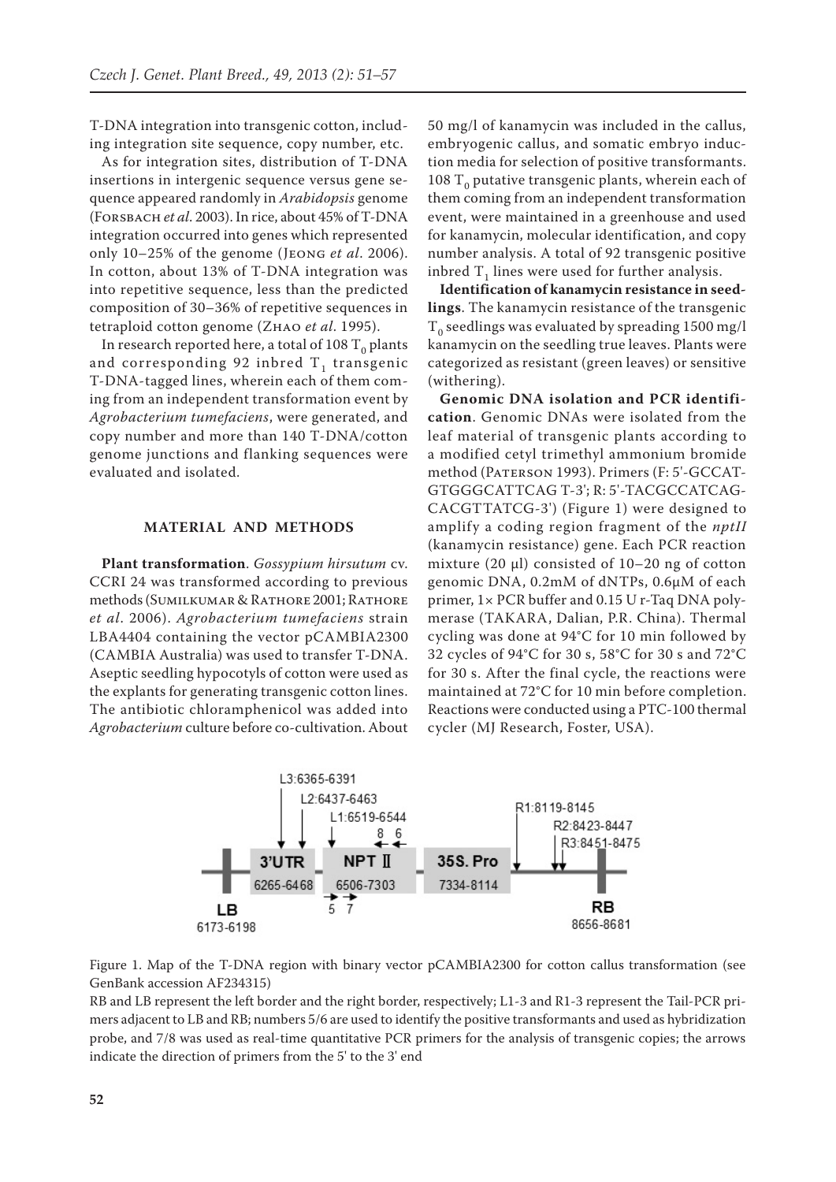T-DNA integration into transgenic cotton, including integration site sequence, copy number, etc.

As for integration sites, distribution of T-DNA insertions in intergenic sequence versus gene sequence appeared randomly in *Arabidopsis* genome (Forsbach *et al*. 2003). In rice, about 45% of T-DNA integration occurred into genes which represented only 10–25% of the genome (Jeong *et al*. 2006). In cotton, about 13% of T-DNA integration was into repetitive sequence, less than the predicted composition of 30–36% of repetitive sequences in tetraploid cotton genome (Zhao *et al*. 1995).

In research reported here, a total of 108 $T_0$ plants and corresponding 92 inbred $T_1$ transgenic T-DNA-tagged lines, wherein each of them coming from an independent transformation event by *Agrobacterium tumefaciens*, were generated, and copy number and more than 140 T-DNA/cotton genome junctions and flanking sequences were evaluated and isolated.

## MATERIAL AND METHODS

**Plant transformation**. *Gossypium hirsutum* cv. CCRI 24 was transformed according to previous methods (Sumilkumar & Rathore 2001; Rathore *et al*. 2006). *Agrobacterium tumefaciens* strain LBA4404 containing the vector pCAMBIA2300 (CAMBIA Australia) was used to transfer T-DNA. Aseptic seedling hypocotyls of cotton were used as the explants for generating transgenic cotton lines. The antibiotic chloramphenicol was added into *Agrobacterium* culture before co-cultivation. About 50 mg/l of kanamycin was included in the callus, embryogenic callus, and somatic embryo induction media for selection of positive transformants. 108 $T_0$ putative transgenic plants, wherein each of them coming from an independent transformation event, were maintained in a greenhouse and used for kanamycin, molecular identification, and copy number analysis. A total of 92 transgenic positive inbred $T_1$ lines were used for further analysis.

**Identification of kanamycin resistance in seedlings**. The kanamycin resistance of the transgenic $T_0$ seedlings was evaluated by spreading 1500 mg/l kanamycin on the seedling true leaves. Plants were categorized as resistant (green leaves) or sensitive (withering).

**Genomic DNA isolation and PCR identification**. Genomic DNAs were isolated from the leaf material of transgenic plants according to a modified cetyl trimethyl ammonium bromide method (Paterson 1993). Primers (F: 5'-GCCATGTGGGCATTCAG T-3'; R: 5'-TACGCCATCAGCACGTTATCG-3') (Figure 1) were designed to amplify a coding region fragment of the *nptII* (kanamycin resistance) gene. Each PCR reaction mixture (20 μl) consisted of 10–20 ng of cotton genomic DNA, 0.2mM of dNTPs, 0.6μM of each primer, 1× PCR buffer and 0.15 U r-Taq DNA polymerase (TAKARA, Dalian, P.R. China). Thermal cycling was done at 94°C for 10 min followed by 32 cycles of 94°C for 30 s, 58°C for 30 s and 72°C for 30 s. After the final cycle, the reactions were maintained at 72°C for 10 min before completion. Reactions were conducted using a PTC-100 thermal cycler (MJ Research, Foster, USA).

Figure 1. Map of the T-DNA region with binary vector pCAMBIA2300 for cotton callus transformation (see GenBank accession AF234315)

RB and LB represent the left border and the right border, respectively; L1-3 and R1-3 represent the Tail-PCR primers adjacent to LB and RB; numbers 5/6 are used to identify the positive transformants and used as hybridization probe, and 7/8 was used as real-time quantitative PCR primers for the analysis of transgenic copies; the arrows indicate the direction of primers from the 5' to the 3' end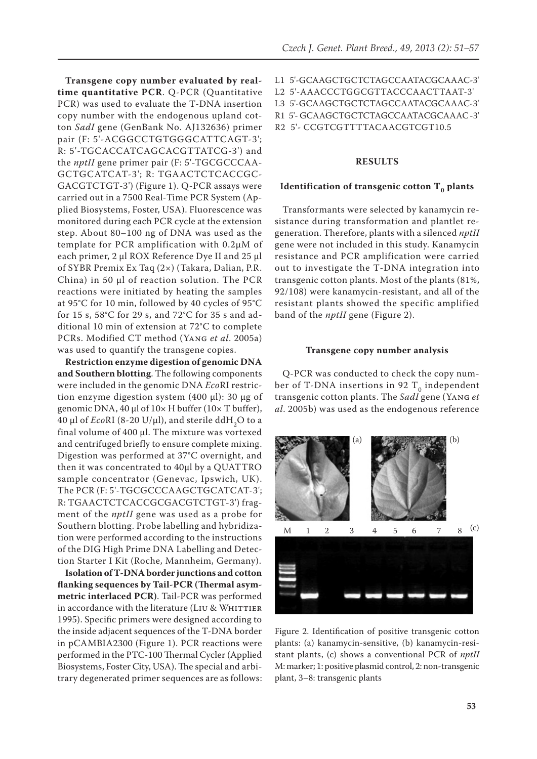**Transgene copy number evaluated by real-time quantitative PCR**. Q-PCR (Quantitative PCR) was used to evaluate the T-DNA insertion copy number with the endogenous upland cotton *SadI* gene (GenBank No. AJ132636) primer pair (F: 5'-ACGGCCTGTGGGCATTCAGT-3'; R: 5'-TGCACCATCAGCACGTTATCG-3') and the *nptII* gene primer pair (F: 5'-TGCGCCCAAGCTGCATCAT-3'; R: TGAACTCTCACCGCGACGTCTGT-3') (Figure 1). Q-PCR assays were carried out in a 7500 Real-Time PCR System (Applied Biosystems, Foster, USA). Fluorescence was monitored during each PCR cycle at the extension step. About 80–100 ng of DNA was used as the template for PCR amplification with 0.2μM of each primer, 2 μl ROX Reference Dye II and 25 μl of SYBR Premix Ex Taq (2×) (Takara, Dalian, P.R. China) in 50 μl of reaction solution. The PCR reactions were initiated by heating the samples at 95°C for 10 min, followed by 40 cycles of 95°C for 15 s, 58°C for 29 s, and 72°C for 35 s and additional 10 min of extension at 72°C to complete PCRs. Modified CT method (Yang *et al*. 2005a) was used to quantify the transgene copies.

**Restriction enzyme digestion of genomic DNA and Southern blotting**. The following components were included in the genomic DNA *Eco*RI restriction enzyme digestion system (400 μl): 30 μg of genomic DNA, 40 μl of 10× H buffer (10× T buffer), 40 μl of *Eco*RI (8-20 U/μl), and sterile dd$H_2O$ to a final volume of 400 μl. The mixture was vortexed and centrifuged briefly to ensure complete mixing. Digestion was performed at 37°C overnight, and then it was concentrated to 40μl by a QUATTRO sample concentrator (Genevac, Ipswich, UK). The PCR (F: 5'-TGCGCCCAAGCTGCATCAT-3'; R: TGAACTCTCACCGCGACGTCTGT-3') fragment of the *nptII* gene was used as a probe for Southern blotting. Probe labelling and hybridization were performed according to the instructions of the DIG High Prime DNA Labelling and Detection Starter I Kit (Roche, Mannheim, Germany).

**Isolation of T-DNA border junctions and cotton flanking sequences by Tail-PCR (Thermal asymmetric interlaced PCR)**. Tail-PCR was performed in accordance with the literature (Liu & Whittier 1995). Specific primers were designed according to the inside adjacent sequences of the T-DNA border in pCAMBIA2300 (Figure 1). PCR reactions were performed in the PTC-100 Thermal Cycler (Applied Biosystems, Foster City, USA). The special and arbitrary degenerated primer sequences are as follows:

L1 5'-GCAAGCTGCTCTAGCCAATACGCAAAC-3'
L2 5'-AAACCCTGGCGTTACCCAACTTAAT-3'
L3 5'-GCAAGCTGCTCTAGCCAATACGCAAAC-3'
R1 5'- GCAAGCTGCTCTAGCCAATACGCAAAC -3'
R2 5'- CCGTCGTTTTACAACGTCGT10.5

## RESULTS

### Identification of transgenic cotton $T_0$ plants

Transformants were selected by kanamycin resistance during transformation and plantlet regeneration. Therefore, plants with a silenced *nptII* gene were not included in this study. Kanamycin resistance and PCR amplification were carried out to investigate the T-DNA integration into transgenic cotton plants. Most of the plants (81%, 92/108) were kanamycin-resistant, and all of the resistant plants showed the specific amplified band of the *nptII* gene (Figure 2).

### Transgene copy number analysis

Q-PCR was conducted to check the copy number of T-DNA insertions in 92 $T_0$ independent transgenic cotton plants. The *SadI* gene (Yang *et al*. 2005b) was used as the endogenous reference

Figure 2. Identification of positive transgenic cotton plants: (a) kanamycin-sensitive, (b) kanamycin-resistant plants, (c) shows a conventional PCR of *nptII* M: marker; 1: positive plasmid control, 2: non-transgenic plant, 3–8: transgenic plants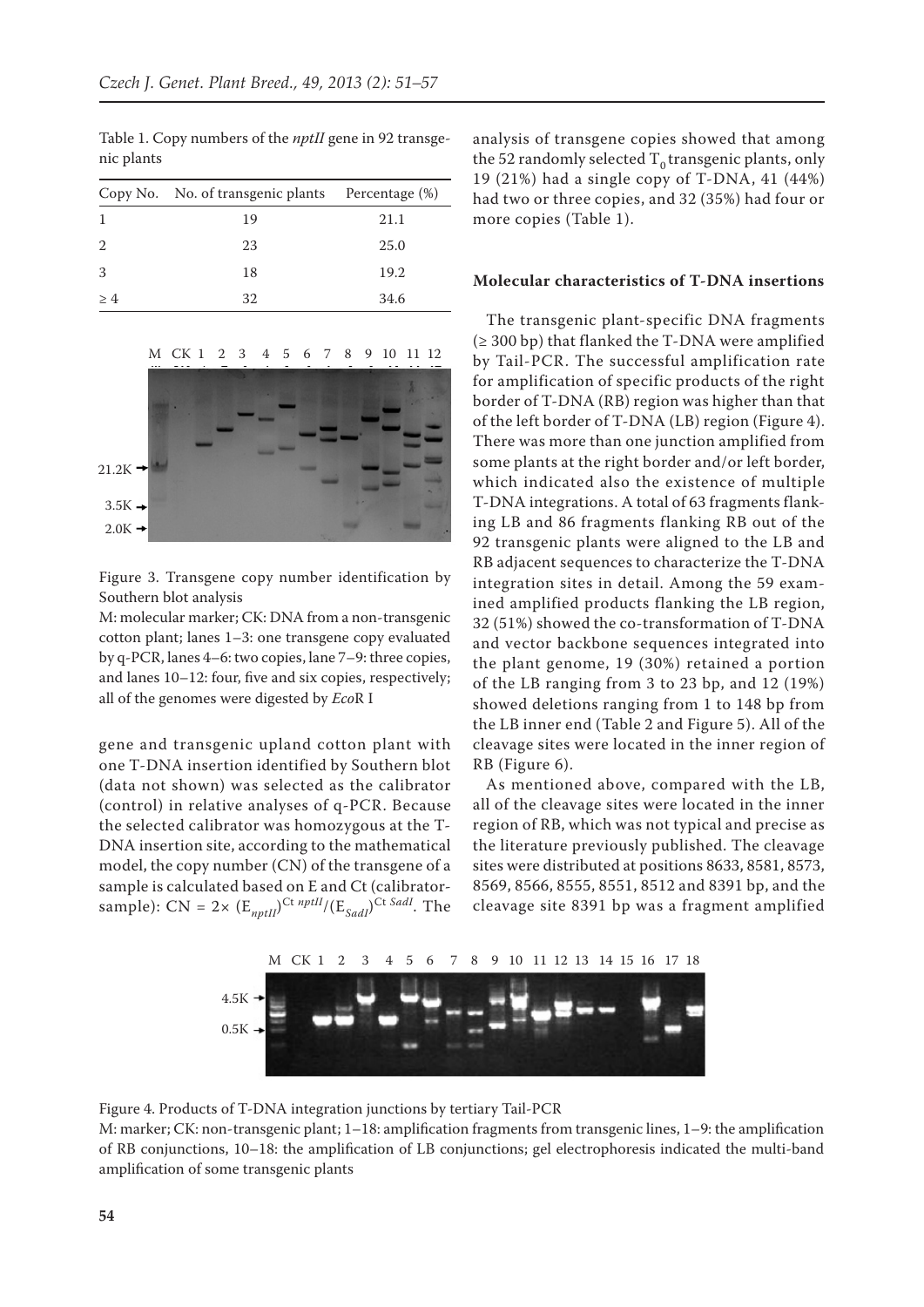Table 1. Copy numbers of the *nptII* gene in 92 transgenic plants

| Copy No. | No. of transgenic plants | Percentage (%) |
|---|---|---|
| 1 | 19 | 21.1 |
| 2 | 23 | 25.0 |
| 3 | 18 | 19.2 |
| ≥ 4 | 32 | 34.6 |

Figure 3. Transgene copy number identification by Southern blot analysis

M: molecular marker; CK: DNA from a non-transgenic cotton plant; lanes 1–3: one transgene copy evaluated by q-PCR, lanes 4–6: two copies, lane 7–9: three copies, and lanes 10–12: four, five and six copies, respectively; all of the genomes were digested by *Eco*R I

gene and transgenic upland cotton plant with one T-DNA insertion identified by Southern blot (data not shown) was selected as the calibrator (control) in relative analyses of q-PCR. Because the selected calibrator was homozygous at the T-DNA insertion site, according to the mathematical model, the copy number (CN) of the transgene of a sample is calculated based on E and Ct (calibrator-sample): $CN = 2\times (E_{nptII})^{Ct\ nptII}/(E_{SadI})^{Ct\ SadI}$. The analysis of transgene copies showed that among the 52 randomly selected $T_0$ transgenic plants, only 19 (21%) had a single copy of T-DNA, 41 (44%) had two or three copies, and 32 (35%) had four or more copies (Table 1).

### Molecular characteristics of T-DNA insertions

The transgenic plant-specific DNA fragments (≥ 300 bp) that flanked the T-DNA were amplified by Tail-PCR. The successful amplification rate for amplification of specific products of the right border of T-DNA (RB) region was higher than that of the left border of T-DNA (LB) region (Figure 4). There was more than one junction amplified from some plants at the right border and/or left border, which indicated also the existence of multiple T-DNA integrations. A total of 63 fragments flanking LB and 86 fragments flanking RB out of the 92 transgenic plants were aligned to the LB and RB adjacent sequences to characterize the T-DNA integration sites in detail. Among the 59 examined amplified products flanking the LB region, 32 (51%) showed the co-transformation of T-DNA and vector backbone sequences integrated into the plant genome, 19 (30%) retained a portion of the LB ranging from 3 to 23 bp, and 12 (19%) showed deletions ranging from 1 to 148 bp from the LB inner end (Table 2 and Figure 5). All of the cleavage sites were located in the inner region of RB (Figure 6).

As mentioned above, compared with the LB, all of the cleavage sites were located in the inner region of RB, which was not typical and precise as the literature previously published. The cleavage sites were distributed at positions 8633, 8581, 8573, 8569, 8566, 8555, 8551, 8512 and 8391 bp, and the cleavage site 8391 bp was a fragment amplified

Figure 4. Products of T-DNA integration junctions by tertiary Tail-PCR

M: marker; CK: non-transgenic plant; 1–18: amplification fragments from transgenic lines, 1–9: the amplification of RB conjunctions, 10–18: the amplification of LB conjunctions; gel electrophoresis indicated the multi-band amplification of some transgenic plants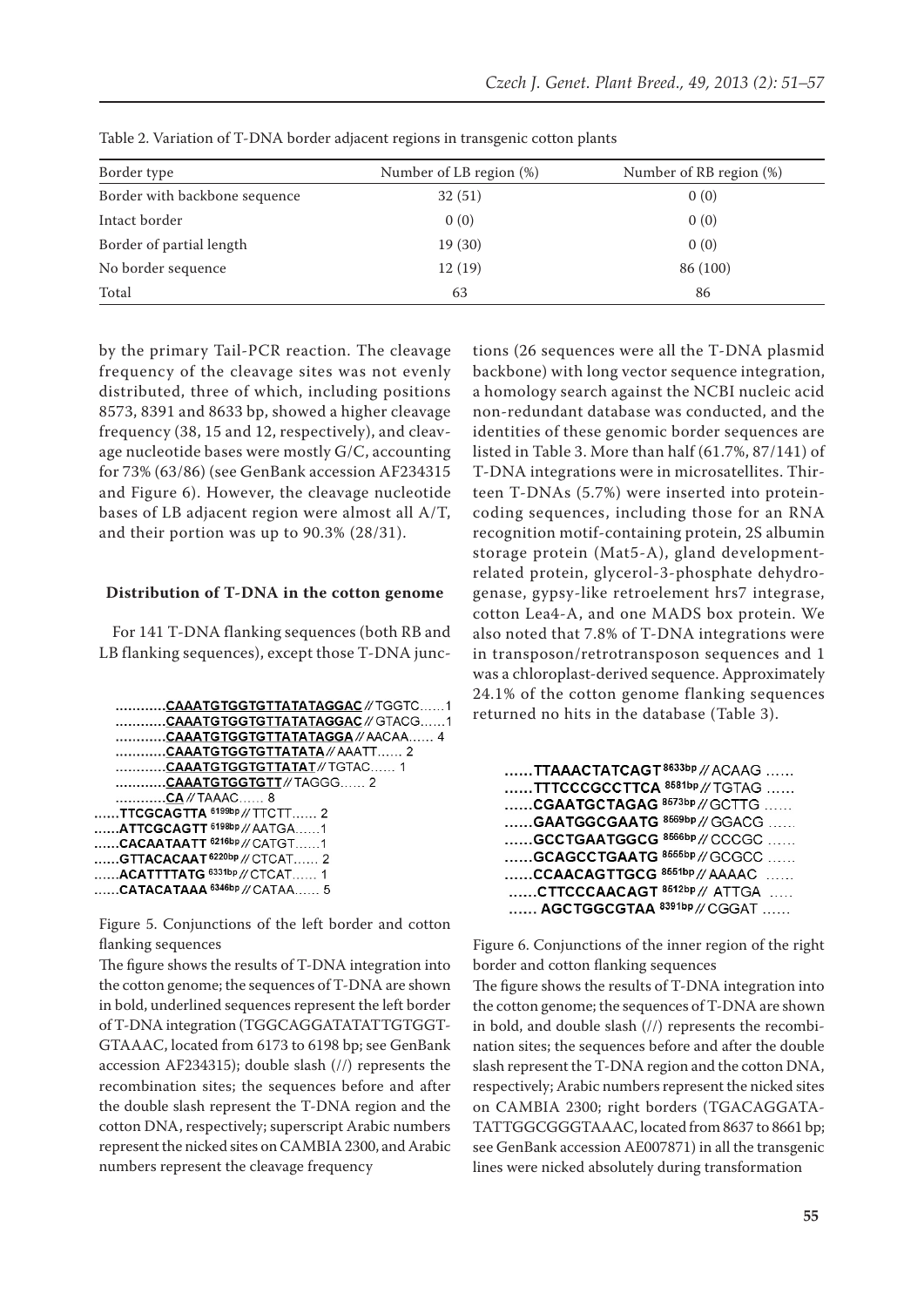Table 2. Variation of T-DNA border adjacent regions in transgenic cotton plants

| Border type | Number of LB region (%) | Number of RB region (%) |
|---|---|---|
| Border with backbone sequence | 32 (51) | 0 (0) |
| Intact border | 0 (0) | 0 (0) |
| Border of partial length | 19 (30) | 0 (0) |
| No border sequence | 12 (19) | 86 (100) |
| Total | 63 | 86 |

by the primary Tail-PCR reaction. The cleavage frequency of the cleavage sites was not evenly distributed, three of which, including positions 8573, 8391 and 8633 bp, showed a higher cleavage frequency (38, 15 and 12, respectively), and cleavage nucleotide bases were mostly G/C, accounting for 73% (63/86) (see GenBank accession AF234315 and Figure 6). However, the cleavage nucleotide bases of LB adjacent region were almost all A/T, and their portion was up to 90.3% (28/31).

**Distribution of T-DNA in the cotton genome**

For 141 T-DNA flanking sequences (both RB and LB flanking sequences), except those T-DNA junctions (26 sequences were all the T-DNA plasmid backbone) with long vector sequence integration, a homology search against the NCBI nucleic acid non-redundant database was conducted, and the identities of these genomic border sequences are listed in Table 3. More than half (61.7%, 87/141) of T-DNA integrations were in microsatellites. Thirteen T-DNAs (5.7%) were inserted into protein-coding sequences, including those for an RNA recognition motif-containing protein, 2S albumin storage protein (Mat5-A), gland development-related protein, glycerol-3-phosphate dehydrogenase, gypsy-like retroelement hrs7 integrase, cotton Lea4-A, and one MADS box protein. We also noted that 7.8% of T-DNA integrations were in transposon/retrotransposon sequences and 1 was a chloroplast-derived sequence. Approximately 24.1% of the cotton genome flanking sequences returned no hits in the database (Table 3).

```
............CAAATGTGGTGTTATATAGGAC // TGGTC......1
............CAAATGTGGTGTTATATAGGAC // GTACG......1
............CAAATGTGGTGTTATATAGGA // AACAA...... 4
............CAAATGTGGTGTTATATA // AAATT...... 2
............CAAATGTGGTGTTATAT // TGTAC...... 1
............CAAATGTGGTGTT // TAGGG...... 2
............CA // TAAAC...... 8
......TTCGCAGTTA 6199bp // TTCTT...... 2
......ATTCGCAGTT 6198bp // AATGA......1
......CACAATAATT 6216bp // CATGT......1
......GTTACACAAT 6220bp // CTCAT...... 2
......ACATTTTATG 6331bp // CTCAT...... 1
......CATACATAAA 6346bp // CATAA...... 5
```

Figure 5. Conjunctions of the left border and cotton flanking sequences

The figure shows the results of T-DNA integration into the cotton genome; the sequences of T-DNA are shown in bold, underlined sequences represent the left border of T-DNA integration (TGGCAGGATATATTGTGGTGTAAAC, located from 6173 to 6198 bp; see GenBank accession AF234315); double slash (//) represents the recombination sites; the sequences before and after the double slash represent the T-DNA region and the cotton DNA, respectively; superscript Arabic numbers represent the nicked sites on CAMBIA 2300, and Arabic numbers represent the cleavage frequency

```
......TTAAACTATCAGT 8633bp // ACAAG ......
......TTTCCCGCCTTCA 8581bp // TGTAG ......
......CGAATGCTAGAG 8573bp // GCTTG ......
......GAATGGCGAATG 8569bp // GGACG ......
......GCCTGAATGGCG 8566bp // CCCGC ......
......GCAGCCTGAATG 8555bp // GCGCC ......
......CCAACAGTTGCG 8551bp // AAAAC ......
......CTTCCCAACAGT 8512bp // ATTGA .....
...... AGCTGGCGTAA 8391bp // CGGAT ......
```

Figure 6. Conjunctions of the inner region of the right border and cotton flanking sequences

The figure shows the results of T-DNA integration into the cotton genome; the sequences of T-DNA are shown in bold, and double slash (//) represents the recombination sites; the sequences before and after the double slash represent the T-DNA region and the cotton DNA, respectively; Arabic numbers represent the nicked sites on CAMBIA 2300; right borders (TGACAGGATATATTGGCGGGTAAAC, located from 8637 to 8661 bp; see GenBank accession AE007871) in all the transgenic lines were nicked absolutely during transformation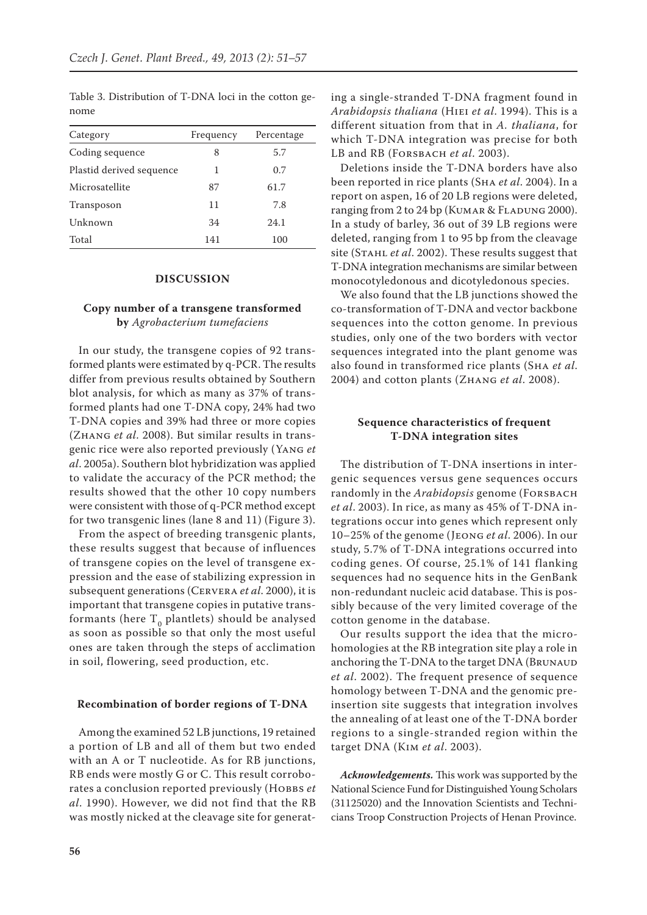Table 3. Distribution of T-DNA loci in the cotton genome

| Category | Frequency | Percentage |
|---|---|---|
| Coding sequence | 8 | 5.7 |
| Plastid derived sequence | 1 | 0.7 |
| Microsatellite | 87 | 61.7 |
| Transposon | 11 | 7.8 |
| Unknown | 34 | 24.1 |
| Total | 141 | 100 |

## DISCUSSION

### Copy number of a transgene transformed by *Agrobacterium tumefaciens*

In our study, the transgene copies of 92 transformed plants were estimated by q-PCR. The results differ from previous results obtained by Southern blot analysis, for which as many as 37% of transformed plants had one T-DNA copy, 24% had two T-DNA copies and 39% had three or more copies (Zhang *et al*. 2008). But similar results in transgenic rice were also reported previously (Yang *et al*. 2005a). Southern blot hybridization was applied to validate the accuracy of the PCR method; the results showed that the other 10 copy numbers were consistent with those of q-PCR method except for two transgenic lines (lane 8 and 11) (Figure 3).

From the aspect of breeding transgenic plants, these results suggest that because of influences of transgene copies on the level of transgene expression and the ease of stabilizing expression in subsequent generations (Cervera *et al*. 2000), it is important that transgene copies in putative transformants (here $T_0$ plantlets) should be analysed as soon as possible so that only the most useful ones are taken through the steps of acclimation in soil, flowering, seed production, etc.

### Recombination of border regions of T-DNA

Among the examined 52 LB junctions, 19 retained a portion of LB and all of them but two ended with an A or T nucleotide. As for RB junctions, RB ends were mostly G or C. This result corroborates a conclusion reported previously (Hobbs *et al*. 1990). However, we did not find that the RB was mostly nicked at the cleavage site for generating a single-stranded T-DNA fragment found in *Arabidopsis thaliana* (Hiei *et al*. 1994). This is a different situation from that in *A. thaliana*, for which T-DNA integration was precise for both LB and RB (Forsbach *et al*. 2003).

Deletions inside the T-DNA borders have also been reported in rice plants (Sha *et al*. 2004). In a report on aspen, 16 of 20 LB regions were deleted, ranging from 2 to 24 bp (Kumar & Fladung 2000). In a study of barley, 36 out of 39 LB regions were deleted, ranging from 1 to 95 bp from the cleavage site (Stahl *et al*. 2002). These results suggest that T-DNA integration mechanisms are similar between monocotyledonous and dicotyledonous species.

We also found that the LB junctions showed the co-transformation of T-DNA and vector backbone sequences into the cotton genome. In previous studies, only one of the two borders with vector sequences integrated into the plant genome was also found in transformed rice plants (Sha *et al*. 2004) and cotton plants (Zhang *et al*. 2008).

### Sequence characteristics of frequent T-DNA integration sites

The distribution of T-DNA insertions in intergenic sequences versus gene sequences occurs randomly in the *Arabidopsis* genome (Forsbach *et al*. 2003). In rice, as many as 45% of T-DNA integrations occur into genes which represent only 10–25% of the genome (Jeong *et al*. 2006). In our study, 5.7% of T-DNA integrations occurred into coding genes. Of course, 25.1% of 141 flanking sequences had no sequence hits in the GenBank non-redundant nucleic acid database. This is possibly because of the very limited coverage of the cotton genome in the database.

Our results support the idea that the microhomologies at the RB integration site play a role in anchoring the T-DNA to the target DNA (Brunaud *et al*. 2002). The frequent presence of sequence homology between T-DNA and the genomic pre-insertion site suggests that integration involves the annealing of at least one of the T-DNA border regions to a single-stranded region within the target DNA (Kim *et al*. 2003).

***Acknowledgements.*** This work was supported by the National Science Fund for Distinguished Young Scholars (31125020) and the Innovation Scientists and Technicians Troop Construction Projects of Henan Province.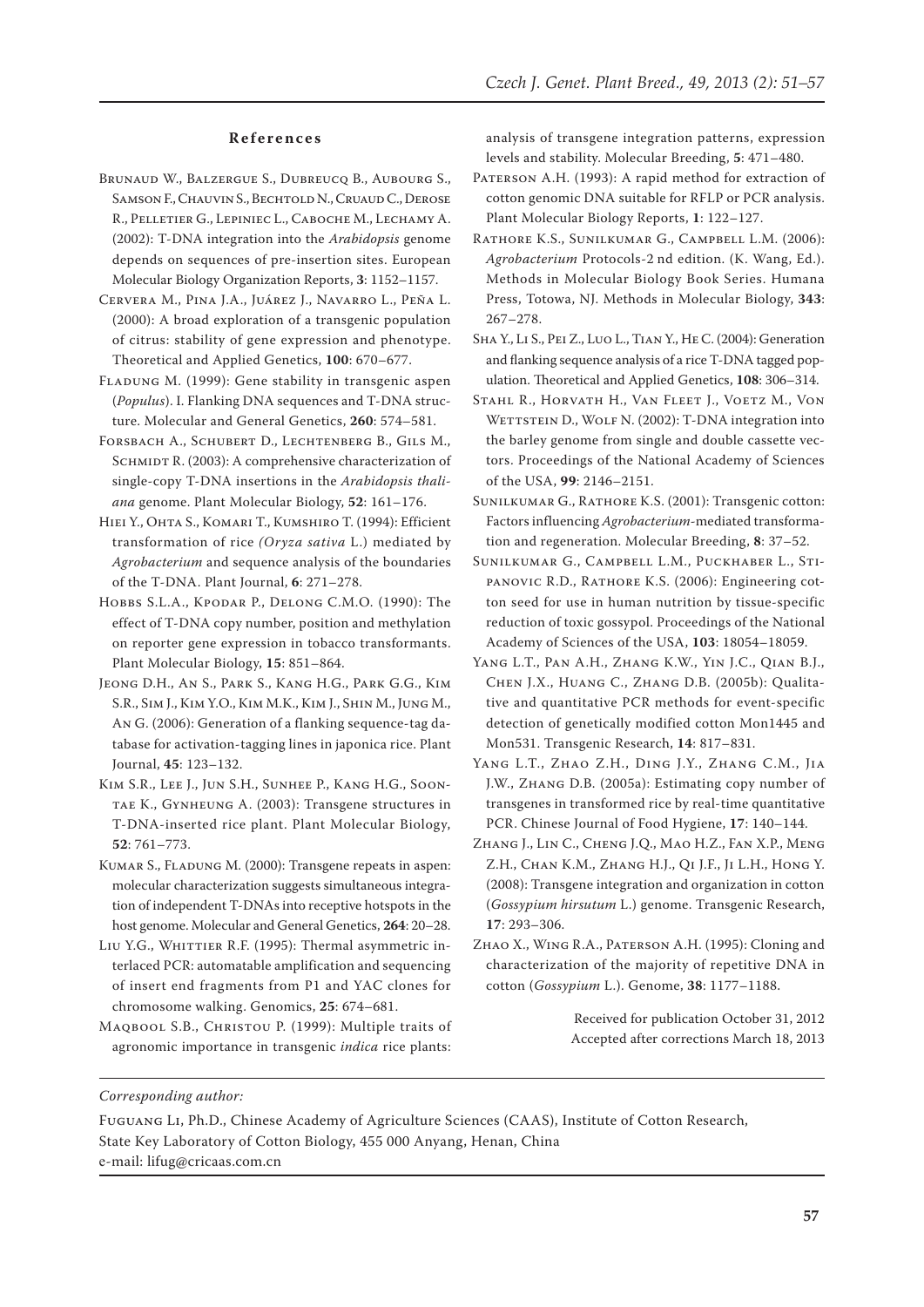## References

Brunaud W., Balzergue S., Dubreucq B., Aubourg S., Samson F., Chauvin S., Bechtold N., Cruaud C., Derose R., Pelletier G., Lepiniec L., Caboche M., Lechamy A. (2002): T-DNA integration into the *Arabidopsis* genome depends on sequences of pre-insertion sites. European Molecular Biology Organization Reports, **3**: 1152–1157.

Cervera M., Pina J.A., Juárez J., Navarro L., Peña L. (2000): A broad exploration of a transgenic population of citrus: stability of gene expression and phenotype. Theoretical and Applied Genetics, **100**: 670–677.

Fladung M. (1999): Gene stability in transgenic aspen (*Populus*). I. Flanking DNA sequences and T-DNA structure. Molecular and General Genetics, **260**: 574–581.

Forsbach A., Schubert D., Lechtenberg B., Gils M., Schmidt R. (2003): A comprehensive characterization of single-copy T-DNA insertions in the *Arabidopsis thaliana* genome. Plant Molecular Biology, **52**: 161–176.

Hiei Y., Ohta S., Komari T., Kumshiro T. (1994): Efficient transformation of rice *(Oryza sativa* L.) mediated by *Agrobacterium* and sequence analysis of the boundaries of the T-DNA. Plant Journal, **6**: 271–278.

Hobbs S.L.A., Kpodar P., Delong C.M.O. (1990): The effect of T-DNA copy number, position and methylation on reporter gene expression in tobacco transformants. Plant Molecular Biology, **15**: 851–864.

Jeong D.H., An S., Park S., Kang H.G., Park G.G., Kim S.R., Sim J., Kim Y.O., Kim M.K., Kim J., Shin M., Jung M., An G. (2006): Generation of a flanking sequence-tag database for activation-tagging lines in japonica rice. Plant Journal, **45**: 123–132.

Kim S.R., Lee J., Jun S.H., Sunhee P., Kang H.G., Soontae K., Gynheung A. (2003): Transgene structures in T-DNA-inserted rice plant. Plant Molecular Biology, **52**: 761–773.

Kumar S., Fladung M. (2000): Transgene repeats in aspen: molecular characterization suggests simultaneous integration of independent T-DNAs into receptive hotspots in the host genome. Molecular and General Genetics, **264**: 20–28.

Liu Y.G., Whittier R.F. (1995): Thermal asymmetric interlaced PCR: automatable amplification and sequencing of insert end fragments from P1 and YAC clones for chromosome walking. Genomics, **25**: 674–681.

Maqbool S.B., Christou P. (1999): Multiple traits of agronomic importance in transgenic *indica* rice plants: analysis of transgene integration patterns, expression levels and stability. Molecular Breeding, **5**: 471–480.

Paterson A.H. (1993): A rapid method for extraction of cotton genomic DNA suitable for RFLP or PCR analysis. Plant Molecular Biology Reports, **1**: 122–127.

Rathore K.S., Sunilkumar G., Campbell L.M. (2006): *Agrobacterium* Protocols-2 nd edition. (K. Wang, Ed.). Methods in Molecular Biology Book Series. Humana Press, Totowa, NJ. Methods in Molecular Biology, **343**: 267–278.

Sha Y., Li S., Pei Z., Luo L., Tian Y., He C. (2004): Generation and flanking sequence analysis of a rice T-DNA tagged population. Theoretical and Applied Genetics, **108**: 306–314.

Stahl R., Horvath H., Van Fleet J., Voetz M., Von Wettstein D., Wolf N. (2002): T-DNA integration into the barley genome from single and double cassette vectors. Proceedings of the National Academy of Sciences of the USA, **99**: 2146–2151.

Sunilkumar G., Rathore K.S. (2001): Transgenic cotton: Factors influencing *Agrobacterium*-mediated transformation and regeneration. Molecular Breeding, **8**: 37–52.

Sunilkumar G., Campbell L.M., Puckhaber L., Stipanovic R.D., Rathore K.S. (2006): Engineering cotton seed for use in human nutrition by tissue-specific reduction of toxic gossypol. Proceedings of the National Academy of Sciences of the USA, **103**: 18054–18059.

Yang L.T., Pan A.H., Zhang K.W., Yin J.C., Qian B.J., Chen J.X., Huang C., Zhang D.B. (2005b): Qualitative and quantitative PCR methods for event-specific detection of genetically modified cotton Mon1445 and Mon531. Transgenic Research, **14**: 817–831.

Yang L.T., Zhao Z.H., Ding J.Y., Zhang C.M., Jia J.W., Zhang D.B. (2005a): Estimating copy number of transgenes in transformed rice by real-time quantitative PCR. Chinese Journal of Food Hygiene, **17**: 140–144.

Zhang J., Lin C., Cheng J.Q., Mao H.Z., Fan X.P., Meng Z.H., Chan K.M., Zhang H.J., Qi J.F., Ji L.H., Hong Y. (2008): Transgene integration and organization in cotton (*Gossypium hirsutum* L.) genome. Transgenic Research, **17**: 293–306.

Zhao X., Wing R.A., Paterson A.H. (1995): Cloning and characterization of the majority of repetitive DNA in cotton (*Gossypium* L.). Genome, **38**: 1177–1188.

Received for publication October 31, 2012
Accepted after corrections March 18, 2013

*Corresponding author:*

Fuguang Li, Ph.D., Chinese Academy of Agriculture Sciences (CAAS), Institute of Cotton Research, State Key Laboratory of Cotton Biology, 455 000 Anyang, Henan, China
e-mail: lifug@cricaas.com.cn